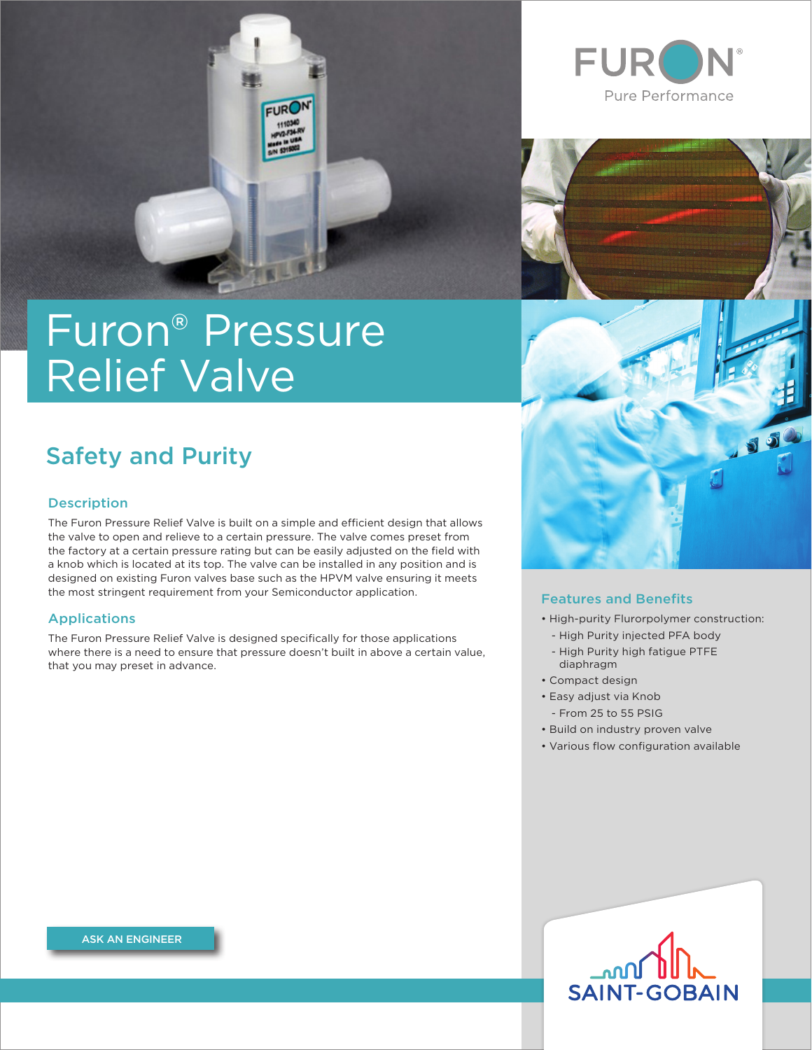# Furon® Pressure Relief Valve

## Safety and Purity

### Description

The Furon Pressure Relief Valve is built on a simple and efficient design that allows the valve to open and relieve to a certain pressure. The valve comes preset from the factory at a certain pressure rating but can be easily adjusted on the field with a knob which is located at its top. The valve can be installed in any position and is designed on existing Furon valves base such as the HPVM valve ensuring it meets the most stringent requirement from your Semiconductor application.

### Applications

The Furon Pressure Relief Valve is designed specifically for those applications where there is a need to ensure that pressure doesn't built in above a certain value, that you may preset in advance.

### Features and Benefits

- High-purity Flurorpolymer construction:
  - High Purity injected PFA body
  - High Purity high fatigue PTFE diaphragm
- Compact design
- Easy adjust via Knob
  - From 25 to 55 PSIG
- Build on industry proven valve
- Various flow configuration available

ASK AN ENGINEER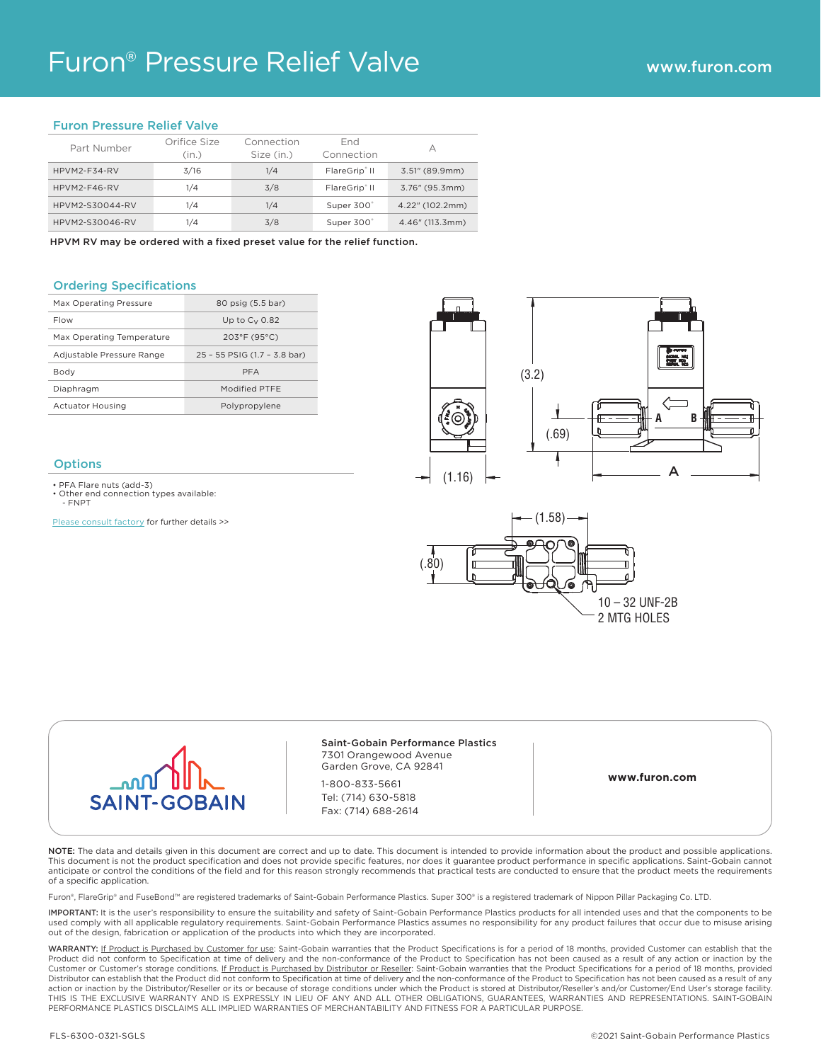# Furon® Pressure Relief Valve

www.furon.com

## Furon Pressure Relief Valve

| Part Number | Orifice Size (in.) | Connection Size (in.) | End Connection | A |
|---|---|---|---|---|
| HPVM2-F34-RV | 3/16 | 1/4 | FlareGrip® II | 3.51" (89.9mm) |
| HPVM2-F46-RV | 1/4 | 3/8 | FlareGrip® II | 3.76" (95.3mm) |
| HPVM2-S30044-RV | 1/4 | 1/4 | Super 300® | 4.22" (102.2mm) |
| HPVM2-S30046-RV | 1/4 | 3/8 | Super 300® | 4.46" (113.3mm) |

**HPVM RV may be ordered with a fixed preset value for the relief function.**

## Ordering Specifications

| | |
|---|---|
| Max Operating Pressure | 80 psig (5.5 bar) |
| Flow | Up to $C_V$ 0.82 |
| Max Operating Temperature | 203°F (95°C) |
| Adjustable Pressure Range | 25 - 55 PSIG (1.7 - 3.8 bar) |
| Body | PFA |
| Diaphragm | Modified PTFE |
| Actuator Housing | Polypropylene |

(3.2)
(.69)
(1.16)
A
B
A
(1.58)
(.80)
10 – 32 UNF-2B
2 MTG HOLES

## Options

- PFA Flare nuts (add-3)
- Other end connection types available:
  - FNPT

Please consult factory for further details >>

**Saint-Gobain Performance Plastics**
7301 Orangewood Avenue
Garden Grove, CA 92841

1-800-833-5661
Tel: (714) 630-5818
Fax: (714) 688-2614

**www.furon.com**

**NOTE:** The data and details given in this document are correct and up to date. This document is intended to provide information about the product and possible applications. This document is not the product specification and does not provide specific features, nor does it guarantee product performance in specific applications. Saint-Gobain cannot anticipate or control the conditions of the field and for this reason strongly recommends that practical tests are conducted to ensure that the product meets the requirements of a specific application.

Furon®, FlareGrip® and FuseBond™ are registered trademarks of Saint-Gobain Performance Plastics. Super 300® is a registered trademark of Nippon Pillar Packaging Co. LTD.

**IMPORTANT:** It is the user's responsibility to ensure the suitability and safety of Saint-Gobain Performance Plastics products for all intended uses and that the components to be used comply with all applicable regulatory requirements. Saint-Gobain Performance Plastics assumes no responsibility for any product failures that occur due to misuse arising out of the design, fabrication or application of the products into which they are incorporated.

**WARRANTY:** If Product is Purchased by Customer for use: Saint-Gobain warranties that the Product Specifications is for a period of 18 months, provided Customer can establish that the Product did not conform to Specification at time of delivery and the non-conformance of the Product to Specification has not been caused as a result of any action or inaction by the Customer or Customer's storage conditions. If Product is Purchased by Distributor or Reseller: Saint-Gobain warranties that the Product Specifications for a period of 18 months, provided Distributor can establish that the Product did not conform to Specification at time of delivery and the non-conformance of the Product to Specification has not been caused as a result of any action or inaction by the Distributor/Reseller or its or because of storage conditions under which the Product is stored at Distributor/Reseller's and/or Customer/End User's storage facility. THIS IS THE EXCLUSIVE WARRANTY AND IS EXPRESSLY IN LIEU OF ANY AND ALL OTHER OBLIGATIONS, GUARANTEES, WARRANTIES AND REPRESENTATIONS. SAINT-GOBAIN PERFORMANCE PLASTICS DISCLAIMS ALL IMPLIED WARRANTIES OF MERCHANTABILITY AND FITNESS FOR A PARTICULAR PURPOSE.

FLS-6300-0321-SGLS

©2021 Saint-Gobain Performance Plastics